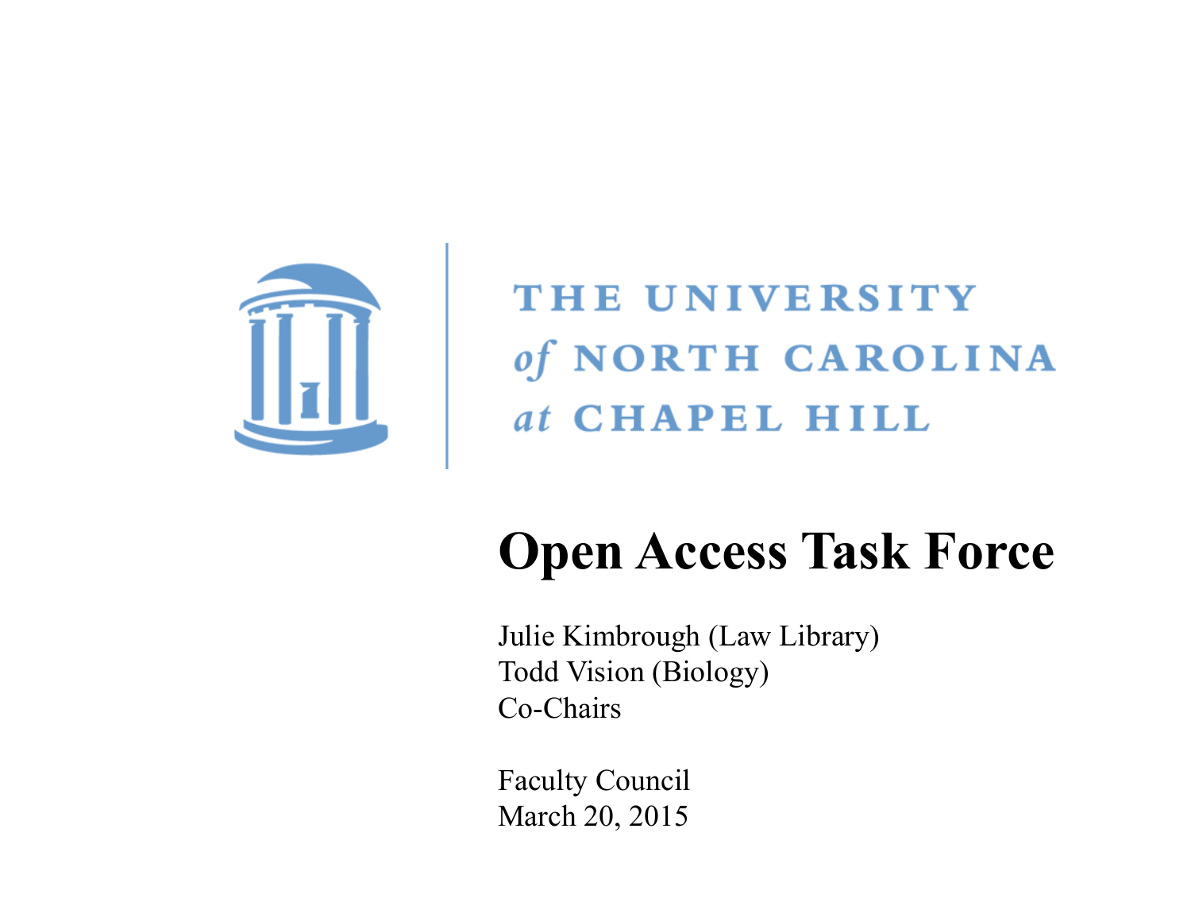THE UNIVERSITY *of* NORTH CAROLINA *at* CHAPEL HILL

# Open Access Task Force

Julie Kimbrough (Law Library)
Todd Vision (Biology)
Co-Chairs

Faculty Council
March 20, 2015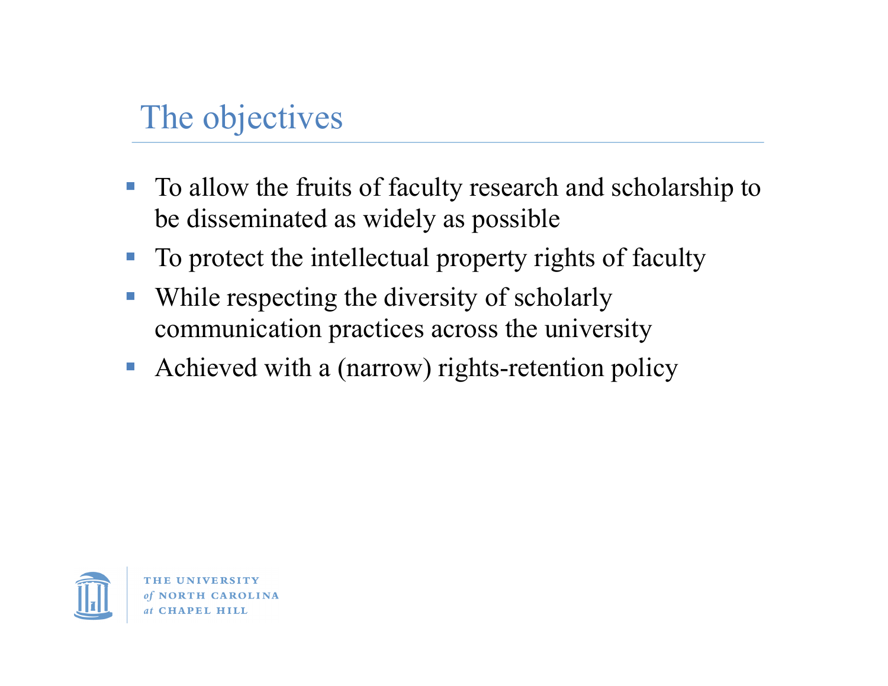# The objectives

- To allow the fruits of faculty research and scholarship to be disseminated as widely as possible
- To protect the intellectual property rights of faculty
- While respecting the diversity of scholarly communication practices across the university
- Achieved with a (narrow) rights-retention policy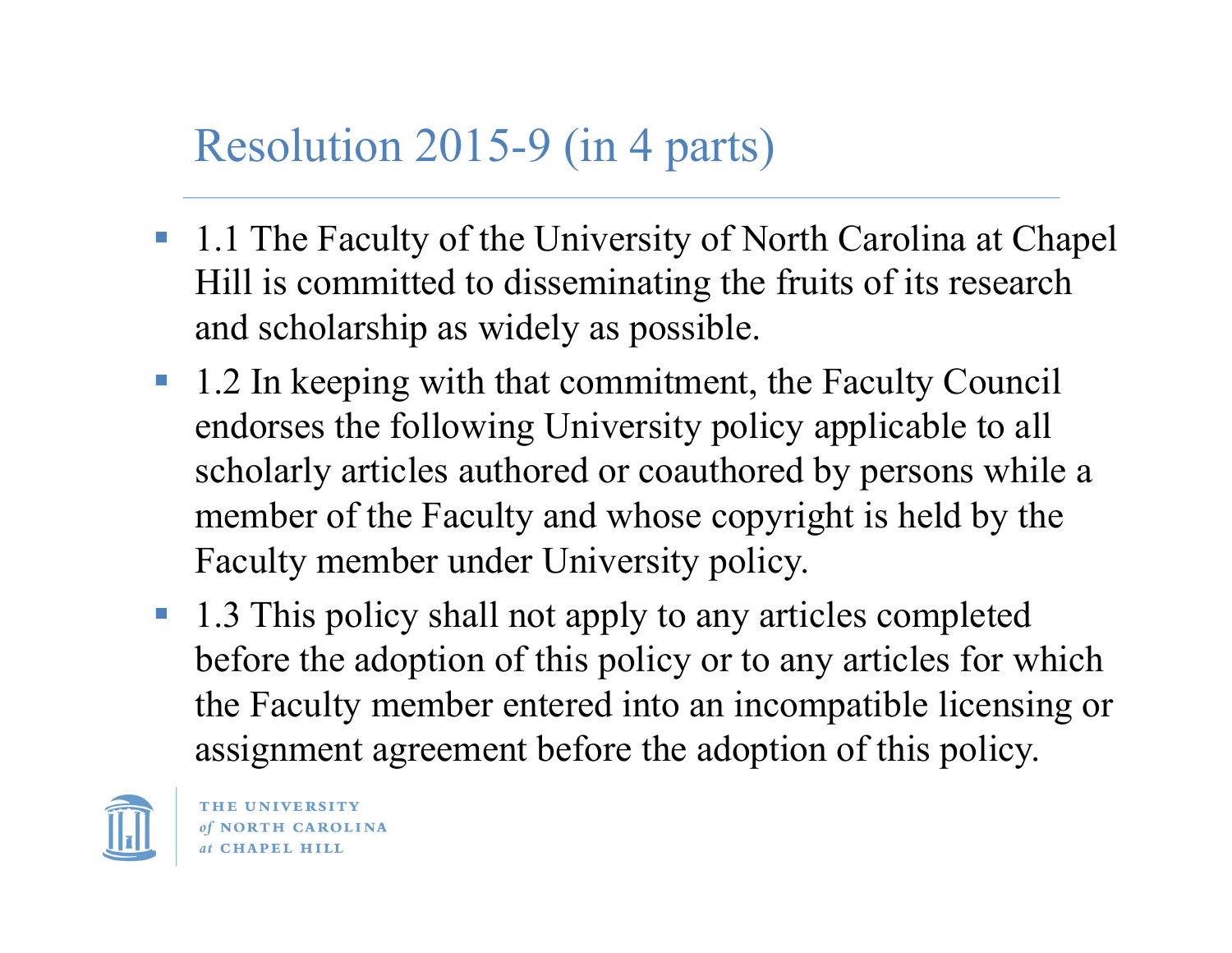# Resolution 2015-9 (in 4 parts)

- 1.1 The Faculty of the University of North Carolina at Chapel Hill is committed to disseminating the fruits of its research and scholarship as widely as possible.
- 1.2 In keeping with that commitment, the Faculty Council endorses the following University policy applicable to all scholarly articles authored or coauthored by persons while a member of the Faculty and whose copyright is held by the Faculty member under University policy.
- 1.3 This policy shall not apply to any articles completed before the adoption of this policy or to any articles for which the Faculty member entered into an incompatible licensing or assignment agreement before the adoption of this policy.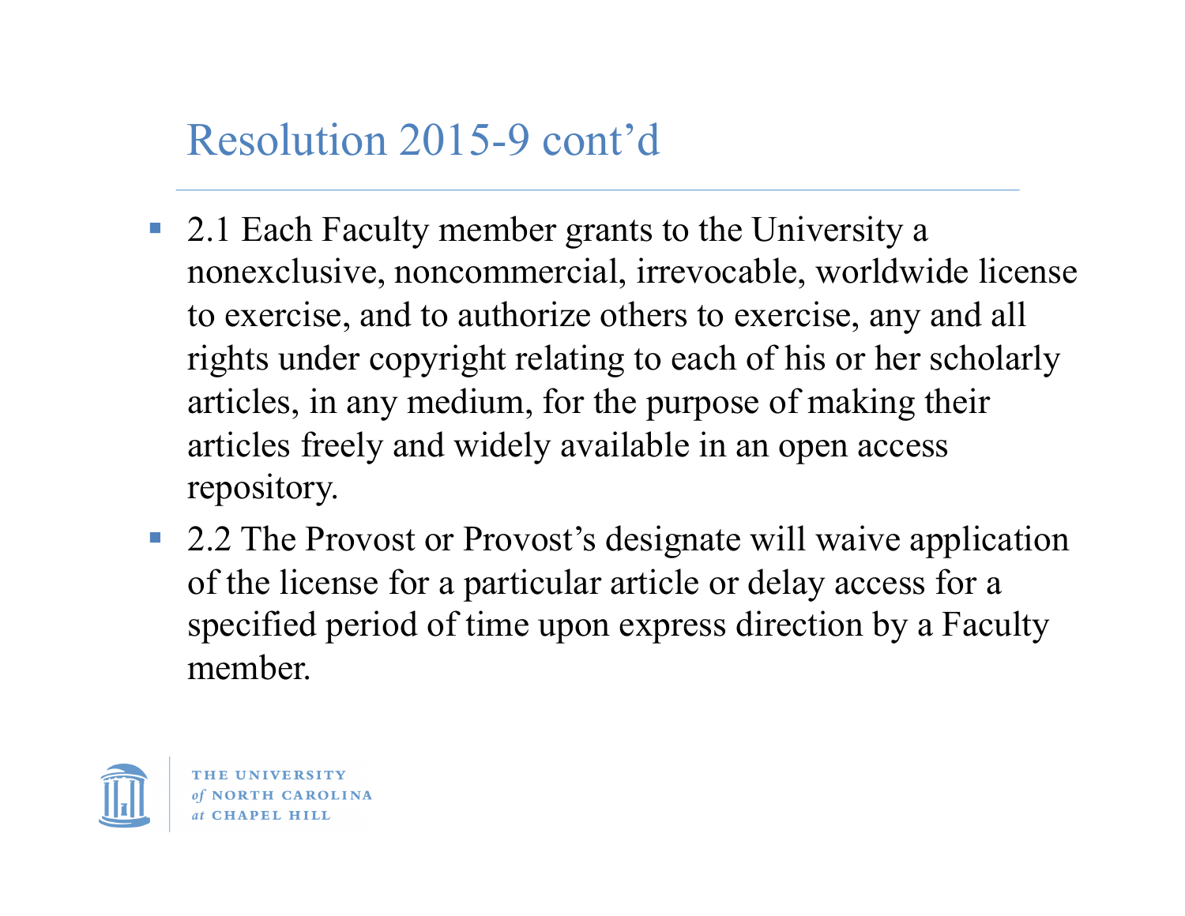# Resolution 2015-9 cont'd

- 2.1 Each Faculty member grants to the University a nonexclusive, noncommercial, irrevocable, worldwide license to exercise, and to authorize others to exercise, any and all rights under copyright relating to each of his or her scholarly articles, in any medium, for the purpose of making their articles freely and widely available in an open access repository.
- 2.2 The Provost or Provost's designate will waive application of the license for a particular article or delay access for a specified period of time upon express direction by a Faculty member.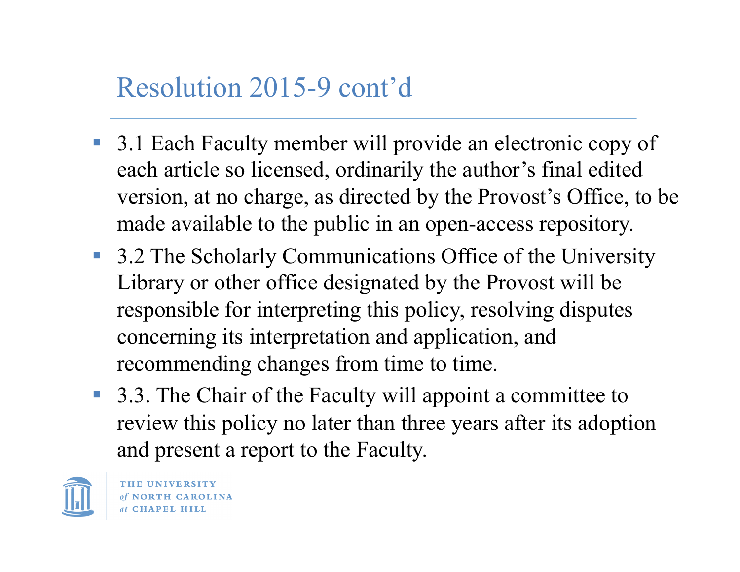# Resolution 2015-9 cont'd

- 3.1 Each Faculty member will provide an electronic copy of each article so licensed, ordinarily the author's final edited version, at no charge, as directed by the Provost's Office, to be made available to the public in an open-access repository.
- 3.2 The Scholarly Communications Office of the University Library or other office designated by the Provost will be responsible for interpreting this policy, resolving disputes concerning its interpretation and application, and recommending changes from time to time.
- 3.3. The Chair of the Faculty will appoint a committee to review this policy no later than three years after its adoption and present a report to the Faculty.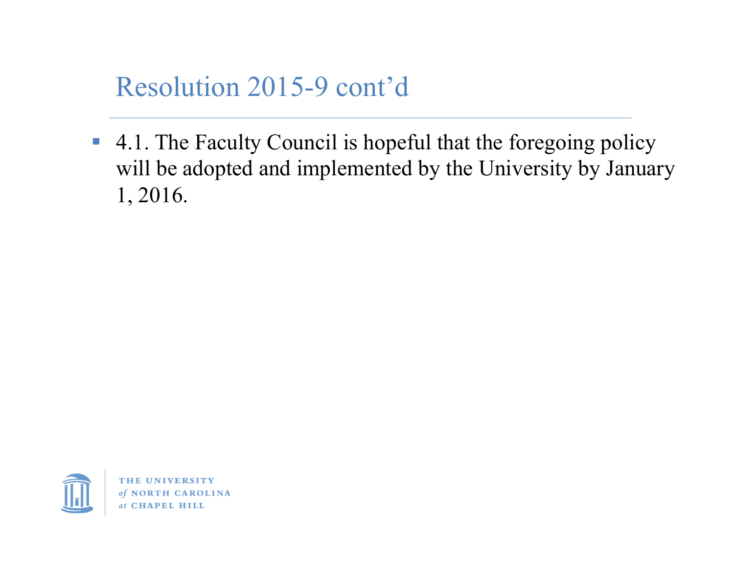# Resolution 2015-9 cont'd

- 4.1. The Faculty Council is hopeful that the foregoing policy will be adopted and implemented by the University by January 1, 2016.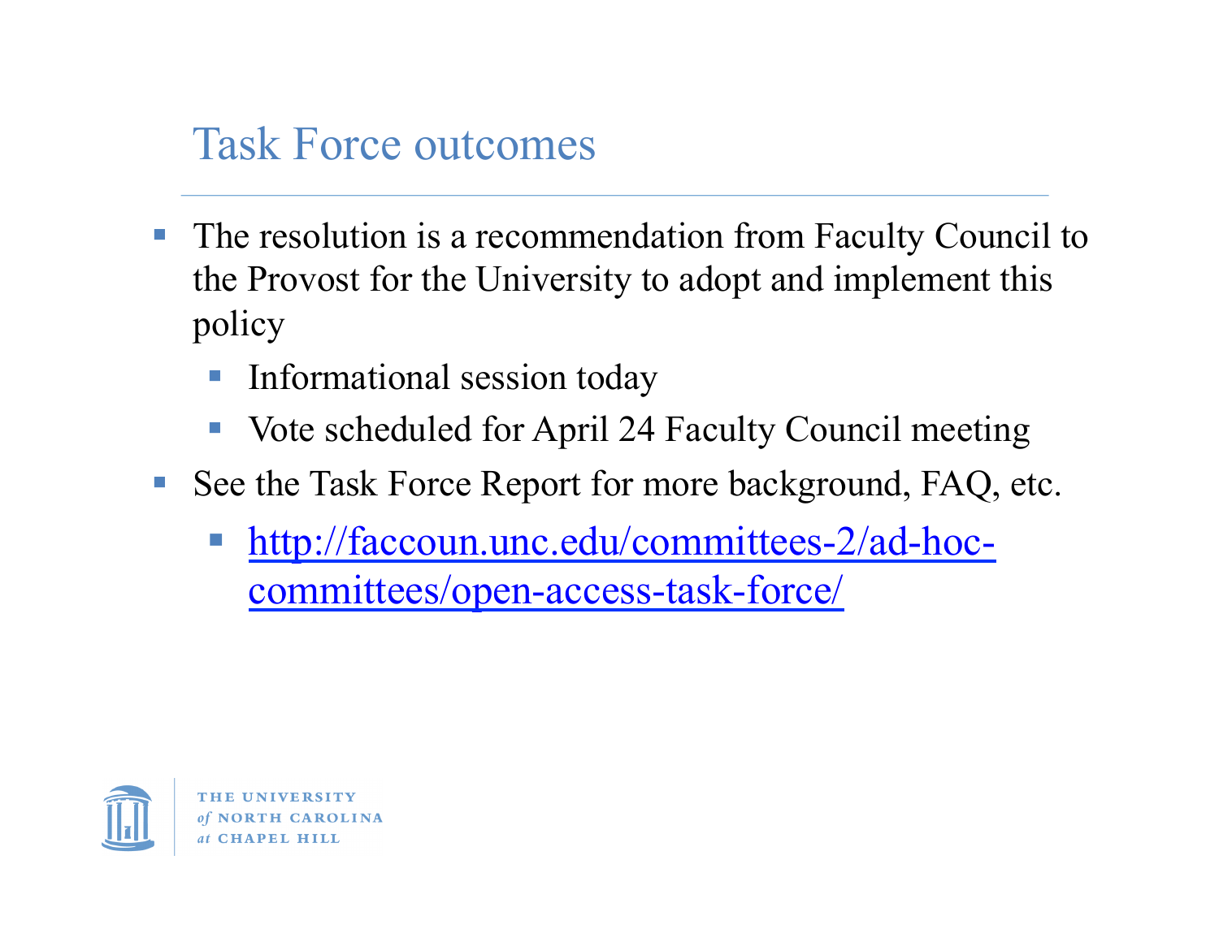# Task Force outcomes

- The resolution is a recommendation from Faculty Council to the Provost for the University to adopt and implement this policy
  - Informational session today
  - Vote scheduled for April 24 Faculty Council meeting
- See the Task Force Report for more background, FAQ, etc.
  - [http://faccoun.unc.edu/committees-2/ad-hoc-committees/open-access-task-force/](http://faccoun.unc.edu/committees-2/ad-hoc-committees/open-access-task-force/)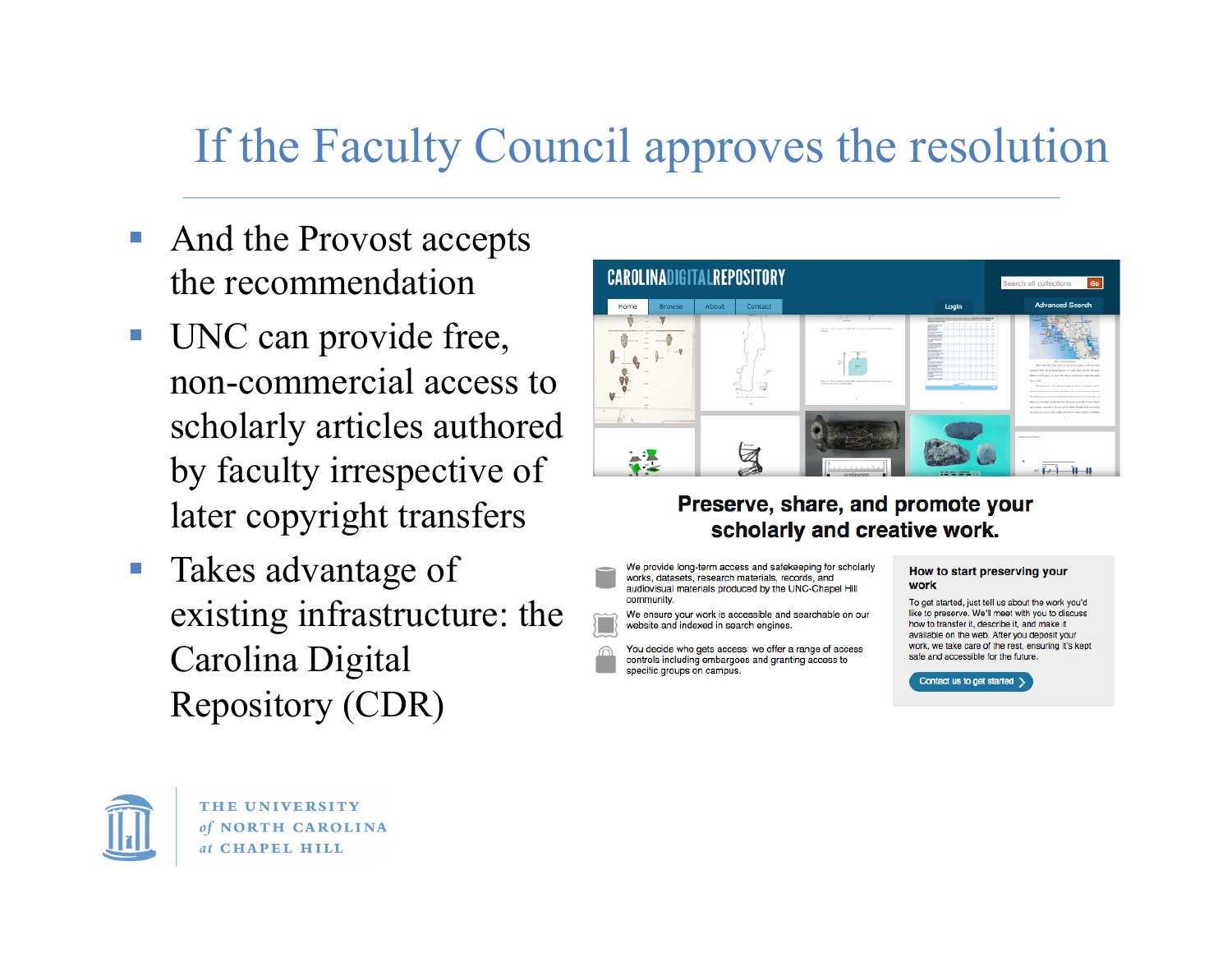# If the Faculty Council approves the resolution

- And the Provost accepts the recommendation
- UNC can provide free, non-commercial access to scholarly articles authored by faculty irrespective of later copyright transfers
- Takes advantage of existing infrastructure: the Carolina Digital Repository (CDR)

CAROLINA DIGITAL REPOSITORY

Home | Browse | About | Contact | Login | Advanced Search

**Preserve, share, and promote your scholarly and creative work.**

We provide long-term access and safekeeping for scholarly works, datasets, research materials, records, and audiovisual materials produced by the UNC-Chapel Hill community.

We ensure your work is accessible and searchable on our website and indexed in search engines.

You decide who gets access: we offer a range of access controls including embargoes and granting access to specific groups on campus.

**How to start preserving your work**

To get started, just tell us about the work you'd like to preserve. We'll meet with you to discuss how to transfer it, describe it, and make it available on the web. After you deposit your work, we take care of the rest, ensuring it's kept safe and accessible for the future.

Contact us to get started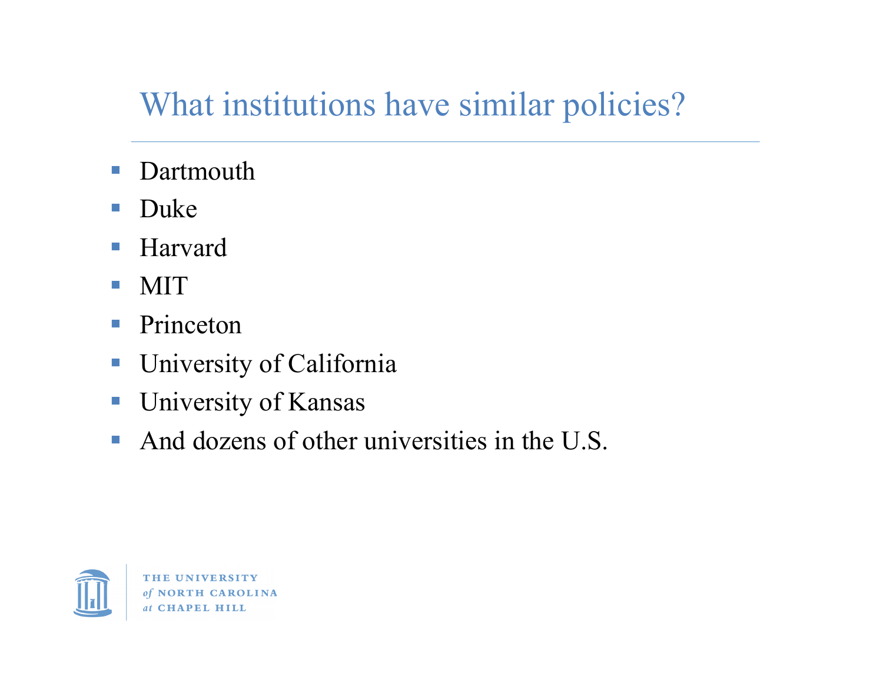# What institutions have similar policies?

- Dartmouth
- Duke
- Harvard
- MIT
- Princeton
- University of California
- University of Kansas
- And dozens of other universities in the U.S.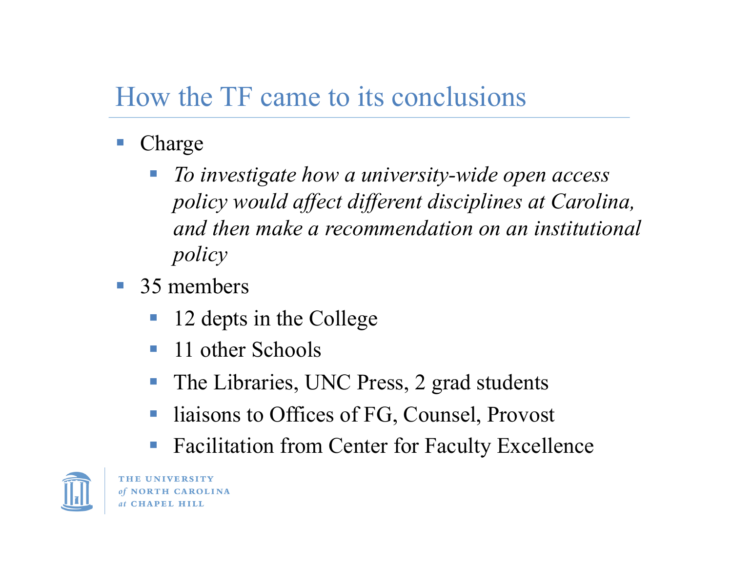# How the TF came to its conclusions

- Charge
  - *To investigate how a university-wide open access policy would affect different disciplines at Carolina, and then make a recommendation on an institutional policy*
- 35 members
  - 12 depts in the College
  - 11 other Schools
  - The Libraries, UNC Press, 2 grad students
  - liaisons to Offices of FG, Counsel, Provost
  - Facilitation from Center for Faculty Excellence

THE UNIVERSITY *of* NORTH CAROLINA *at* CHAPEL HILL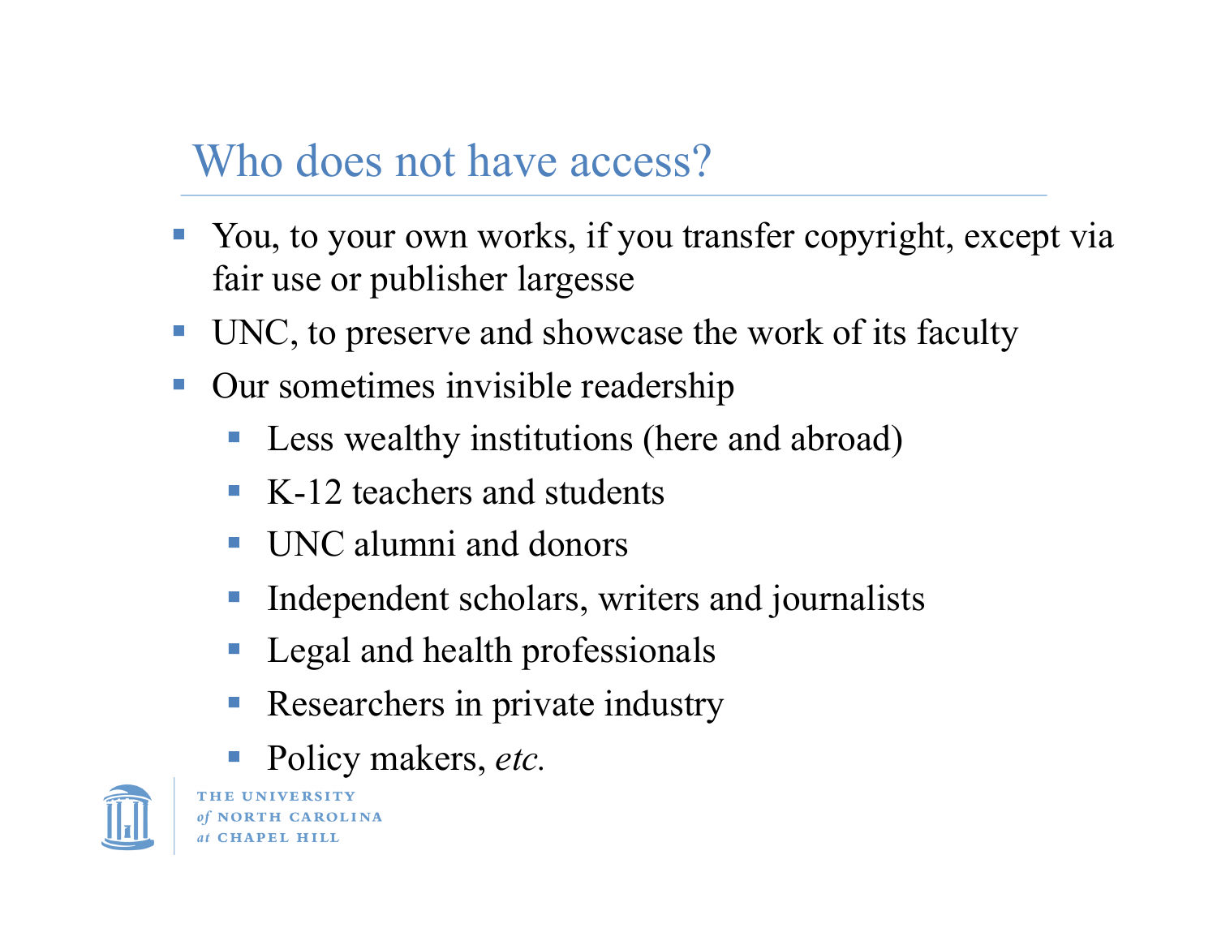# Who does not have access?

- You, to your own works, if you transfer copyright, except via fair use or publisher largesse
- UNC, to preserve and showcase the work of its faculty
- Our sometimes invisible readership
  - Less wealthy institutions (here and abroad)
  - K-12 teachers and students
  - UNC alumni and donors
  - Independent scholars, writers and journalists
  - Legal and health professionals
  - Researchers in private industry
  - Policy makers, *etc.*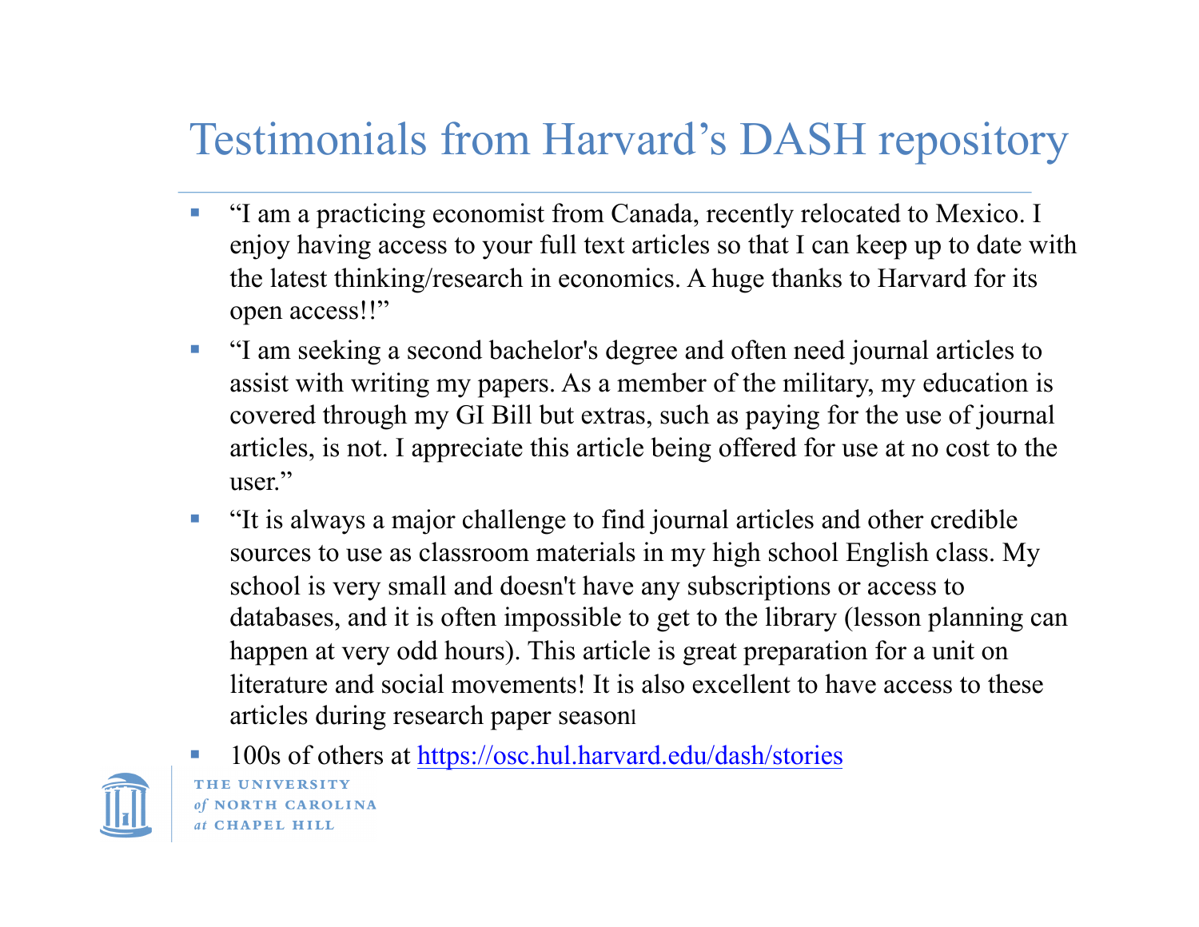# Testimonials from Harvard's DASH repository

- "I am a practicing economist from Canada, recently relocated to Mexico. I enjoy having access to your full text articles so that I can keep up to date with the latest thinking/research in economics. A huge thanks to Harvard for its open access!!"
- "I am seeking a second bachelor's degree and often need journal articles to assist with writing my papers. As a member of the military, my education is covered through my GI Bill but extras, such as paying for the use of journal articles, is not. I appreciate this article being offered for use at no cost to the user."
- "It is always a major challenge to find journal articles and other credible sources to use as classroom materials in my high school English class. My school is very small and doesn't have any subscriptions or access to databases, and it is often impossible to get to the library (lesson planning can happen at very odd hours). This article is great preparation for a unit on literature and social movements! It is also excellent to have access to these articles during research paper season!
- 100s of others at https://osc.hul.harvard.edu/dash/stories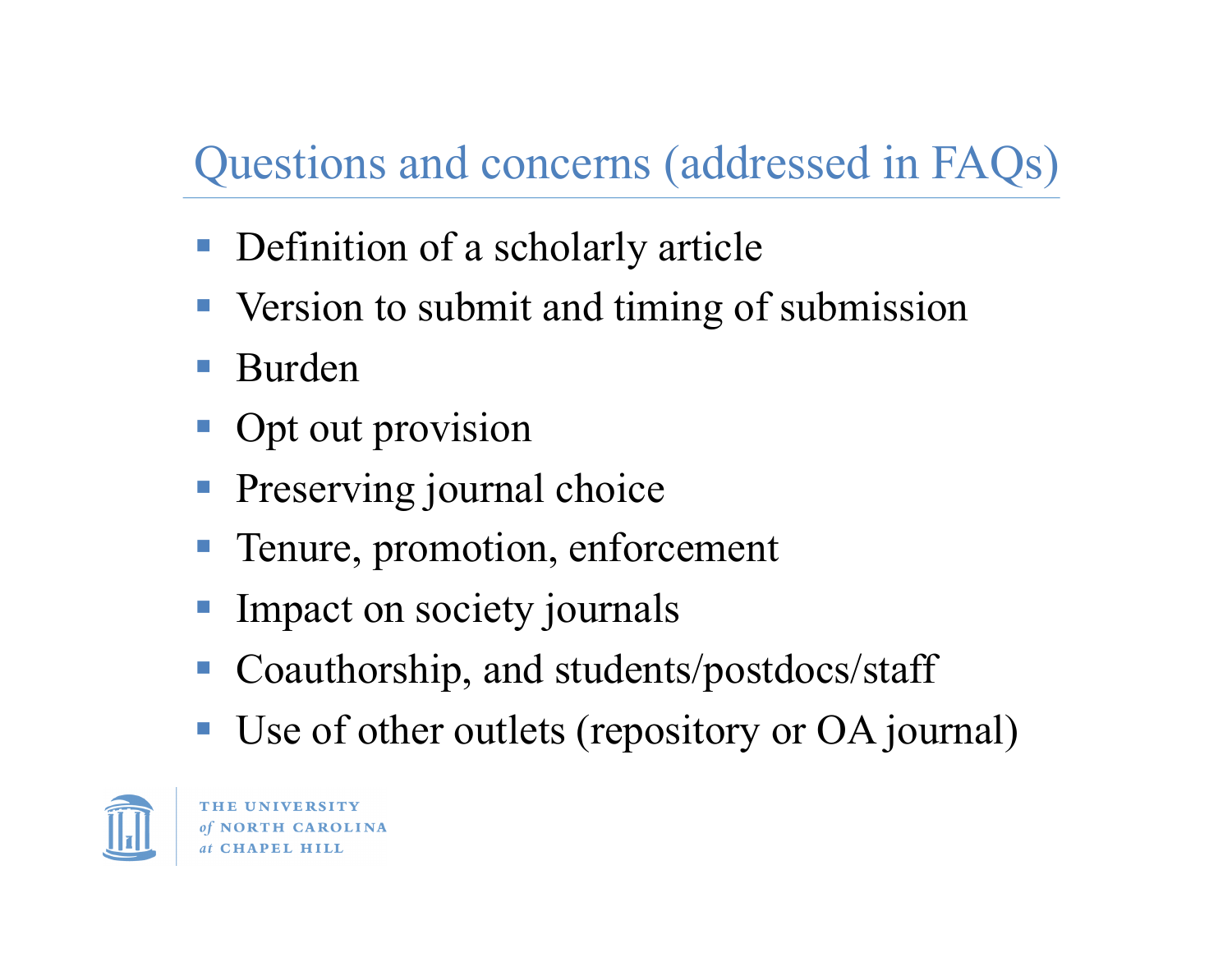# Questions and concerns (addressed in FAQs)

- Definition of a scholarly article
- Version to submit and timing of submission
- Burden
- Opt out provision
- Preserving journal choice
- Tenure, promotion, enforcement
- Impact on society journals
- Coauthorship, and students/postdocs/staff
- Use of other outlets (repository or OA journal)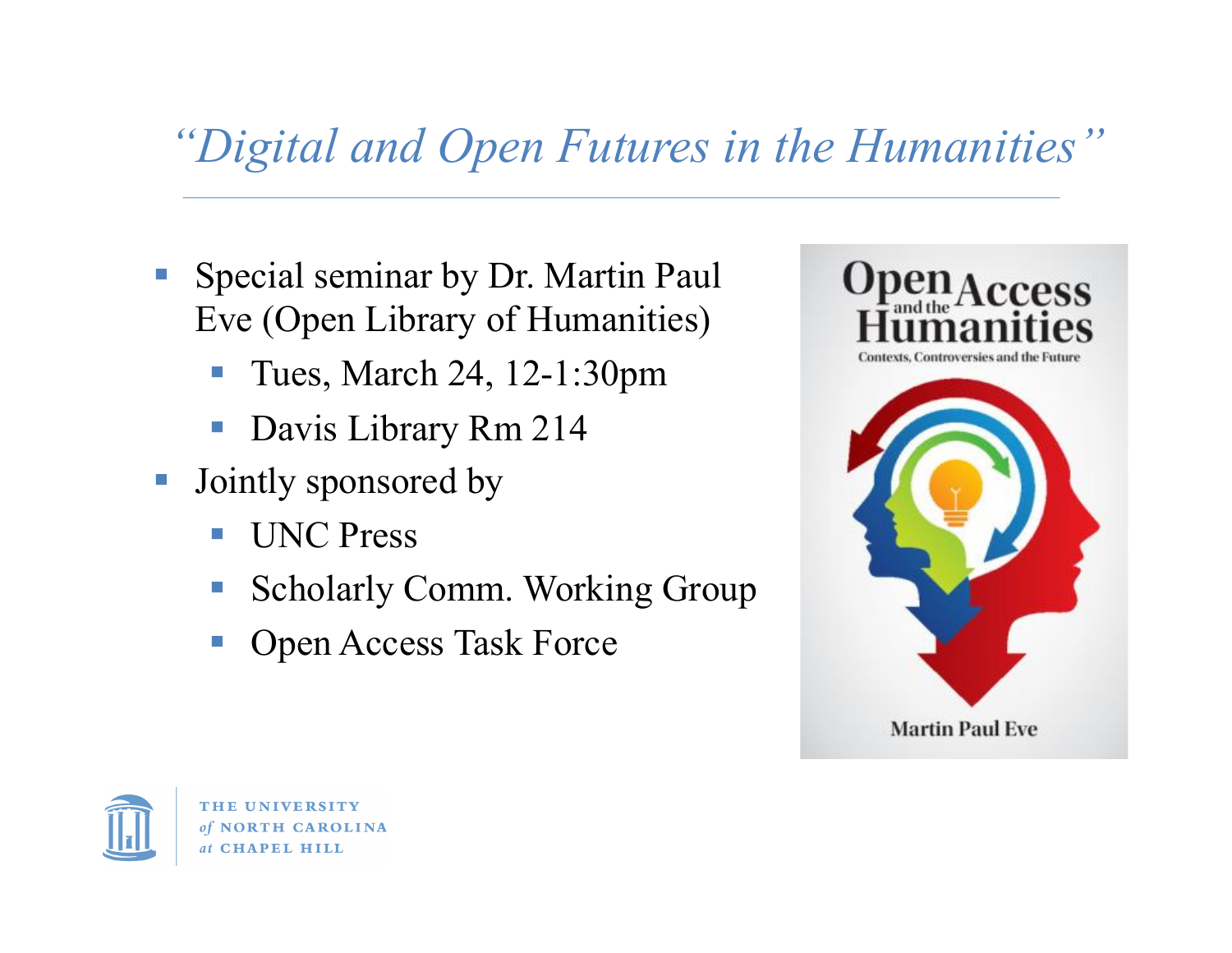# *"Digital and Open Futures in the Humanities"*

- Special seminar by Dr. Martin Paul Eve (Open Library of Humanities)
  - Tues, March 24, 12-1:30pm
  - Davis Library Rm 214
- Jointly sponsored by
  - UNC Press
  - Scholarly Comm. Working Group
  - Open Access Task Force

Open Access and the Humanities
Contexts, Controversies and the Future
Martin Paul Eve

THE UNIVERSITY *of* NORTH CAROLINA *at* CHAPEL HILL